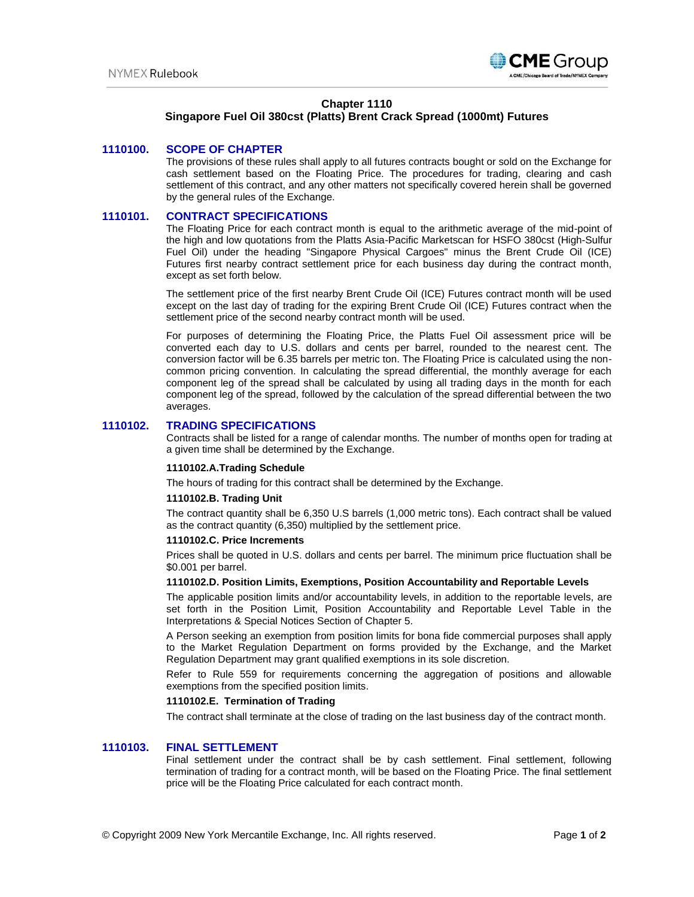# Chapter 1110
# Singapore Fuel Oil 380cst (Platts) Brent Crack Spread (1000mt) Futures

## 1110100. SCOPE OF CHAPTER

The provisions of these rules shall apply to all futures contracts bought or sold on the Exchange for cash settlement based on the Floating Price. The procedures for trading, clearing and cash settlement of this contract, and any other matters not specifically covered herein shall be governed by the general rules of the Exchange.

## 1110101. CONTRACT SPECIFICATIONS

The Floating Price for each contract month is equal to the arithmetic average of the mid-point of the high and low quotations from the Platts Asia-Pacific Marketscan for HSFO 380cst (High-Sulfur Fuel Oil) under the heading "Singapore Physical Cargoes" minus the Brent Crude Oil (ICE) Futures first nearby contract settlement price for each business day during the contract month, except as set forth below.

The settlement price of the first nearby Brent Crude Oil (ICE) Futures contract month will be used except on the last day of trading for the expiring Brent Crude Oil (ICE) Futures contract when the settlement price of the second nearby contract month will be used.

For purposes of determining the Floating Price, the Platts Fuel Oil assessment price will be converted each day to U.S. dollars and cents per barrel, rounded to the nearest cent. The conversion factor will be 6.35 barrels per metric ton. The Floating Price is calculated using the non-common pricing convention. In calculating the spread differential, the monthly average for each component leg of the spread shall be calculated by using all trading days in the month for each component leg of the spread, followed by the calculation of the spread differential between the two averages.

## 1110102. TRADING SPECIFICATIONS

Contracts shall be listed for a range of calendar months. The number of months open for trading at a given time shall be determined by the Exchange.

### 1110102.A.Trading Schedule

The hours of trading for this contract shall be determined by the Exchange.

### 1110102.B. Trading Unit

The contract quantity shall be 6,350 U.S barrels (1,000 metric tons). Each contract shall be valued as the contract quantity (6,350) multiplied by the settlement price.

### 1110102.C. Price Increments

Prices shall be quoted in U.S. dollars and cents per barrel. The minimum price fluctuation shall be $0.001 per barrel.

### 1110102.D. Position Limits, Exemptions, Position Accountability and Reportable Levels

The applicable position limits and/or accountability levels, in addition to the reportable levels, are set forth in the Position Limit, Position Accountability and Reportable Level Table in the Interpretations & Special Notices Section of Chapter 5.

A Person seeking an exemption from position limits for bona fide commercial purposes shall apply to the Market Regulation Department on forms provided by the Exchange, and the Market Regulation Department may grant qualified exemptions in its sole discretion.

Refer to Rule 559 for requirements concerning the aggregation of positions and allowable exemptions from the specified position limits.

### 1110102.E. Termination of Trading

The contract shall terminate at the close of trading on the last business day of the contract month.

## 1110103. FINAL SETTLEMENT

Final settlement under the contract shall be by cash settlement. Final settlement, following termination of trading for a contract month, will be based on the Floating Price. The final settlement price will be the Floating Price calculated for each contract month.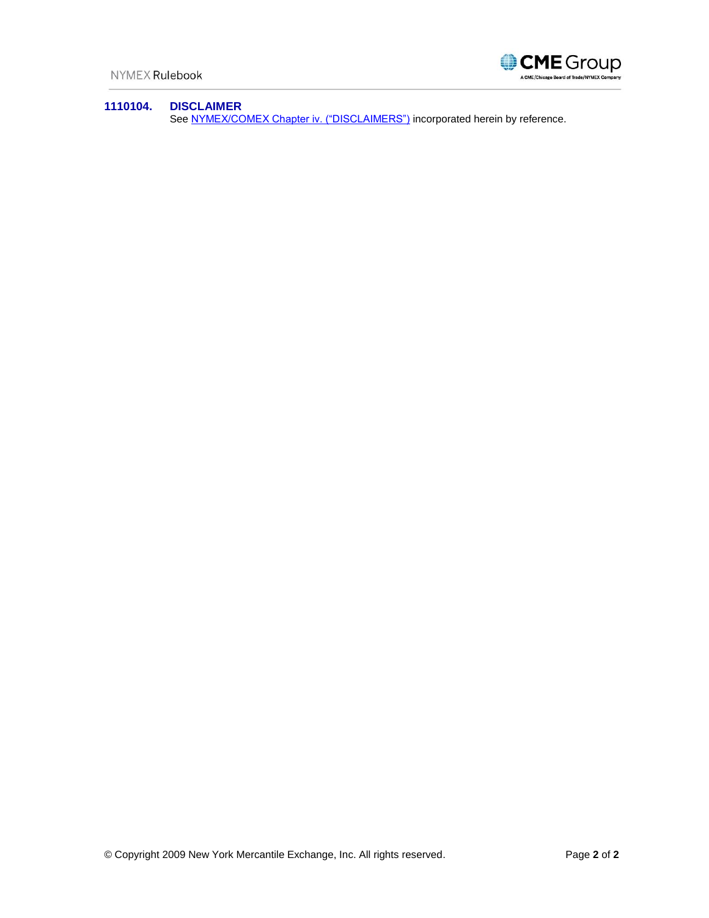### 1110104. DISCLAIMER

See NYMEX/COMEX Chapter iv. ("DISCLAIMERS") incorporated herein by reference.